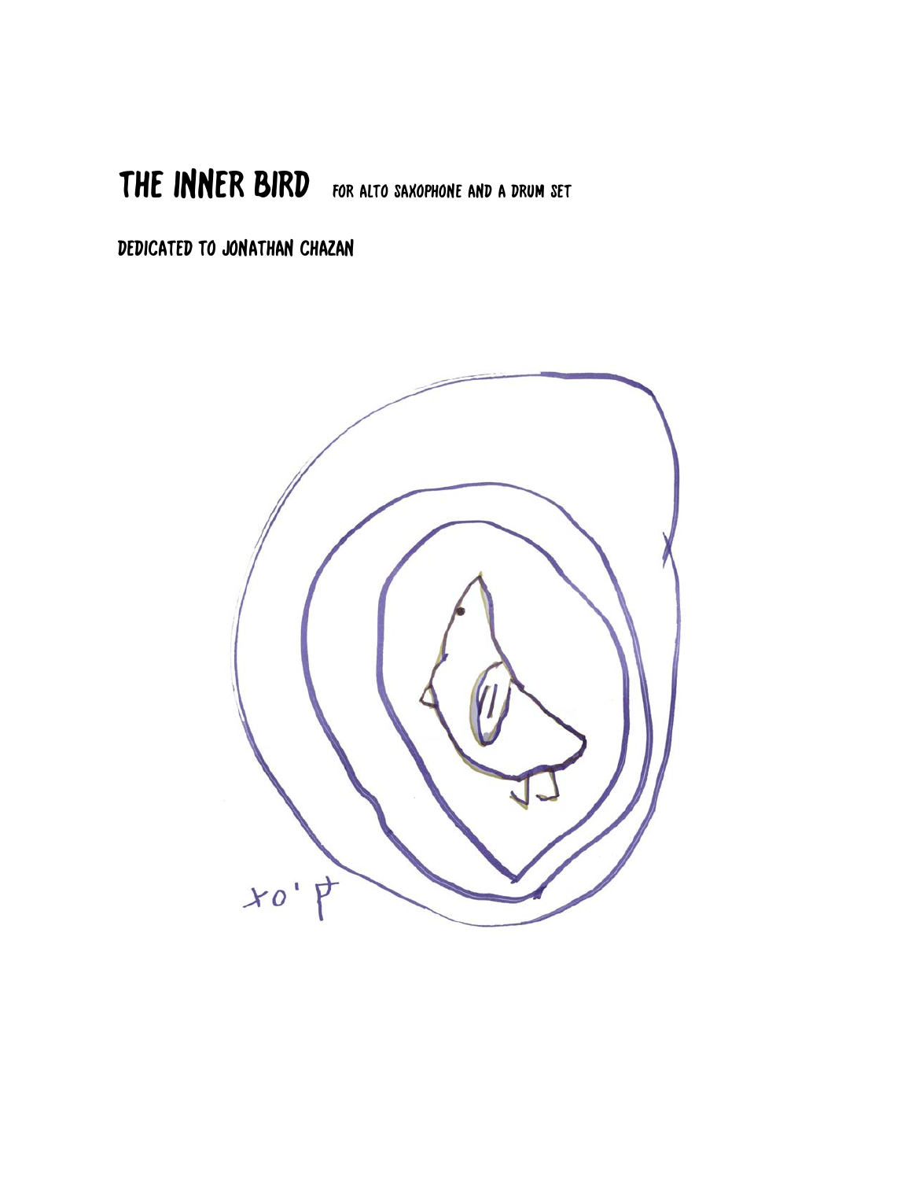# THE INNER BIRD

FOR ALTO SAXOPHONE AND A DRUM SET

DEDICATED TO JONATHAN CHAZAN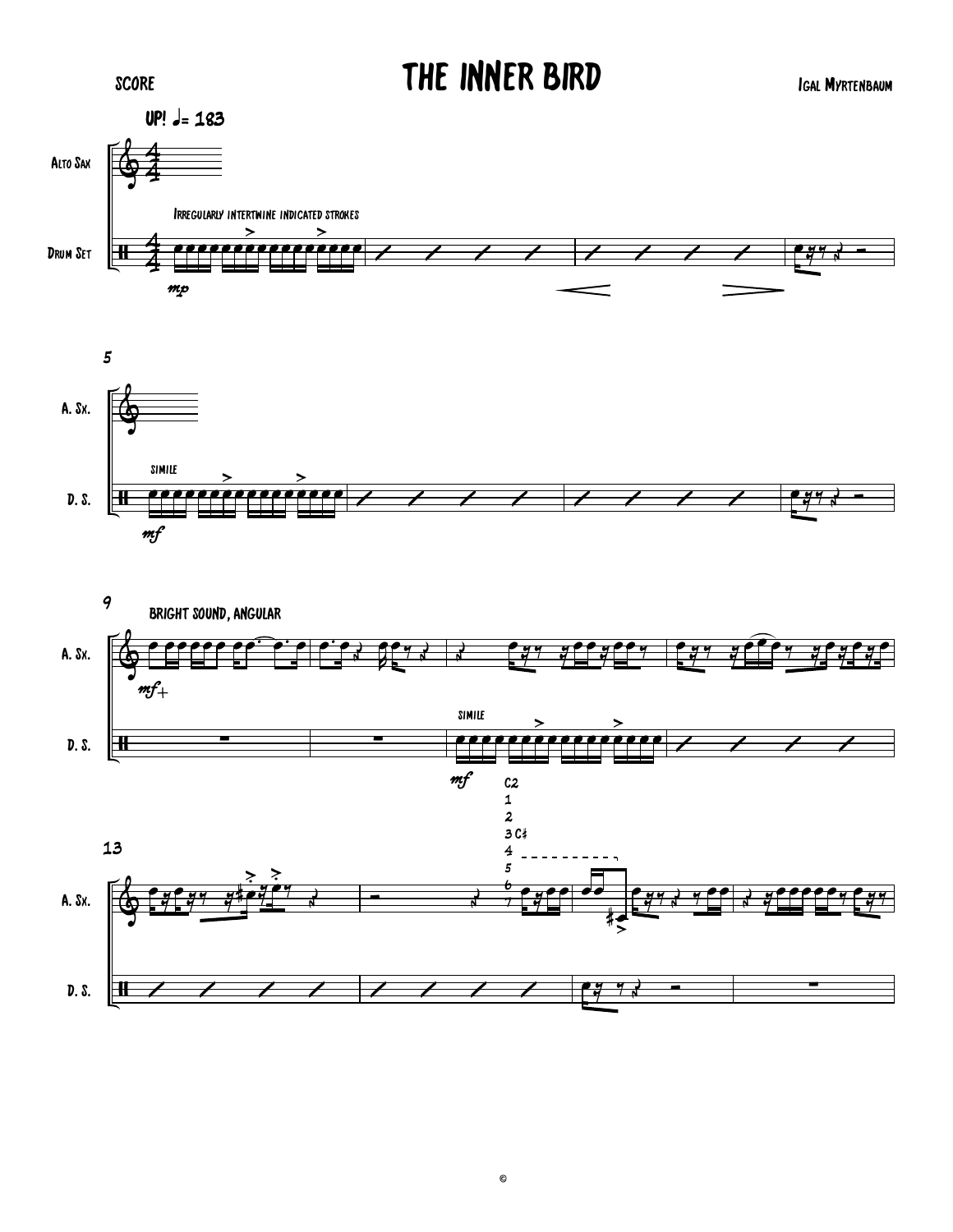SCORE

# THE INNER BIRD

IGAL MYRTENBAUM

UP! ♩= 183

Alto Sax

Drum Set

Irregularly intertwine indicated strokes

*mp*

5

A. Sx.

D. S.

SIMILE

*mf*

9

BRIGHT SOUND, ANGULAR

*mf*

SIMILE

*mf*

13

C2
1
2
3 C♯
4
5
6
7

©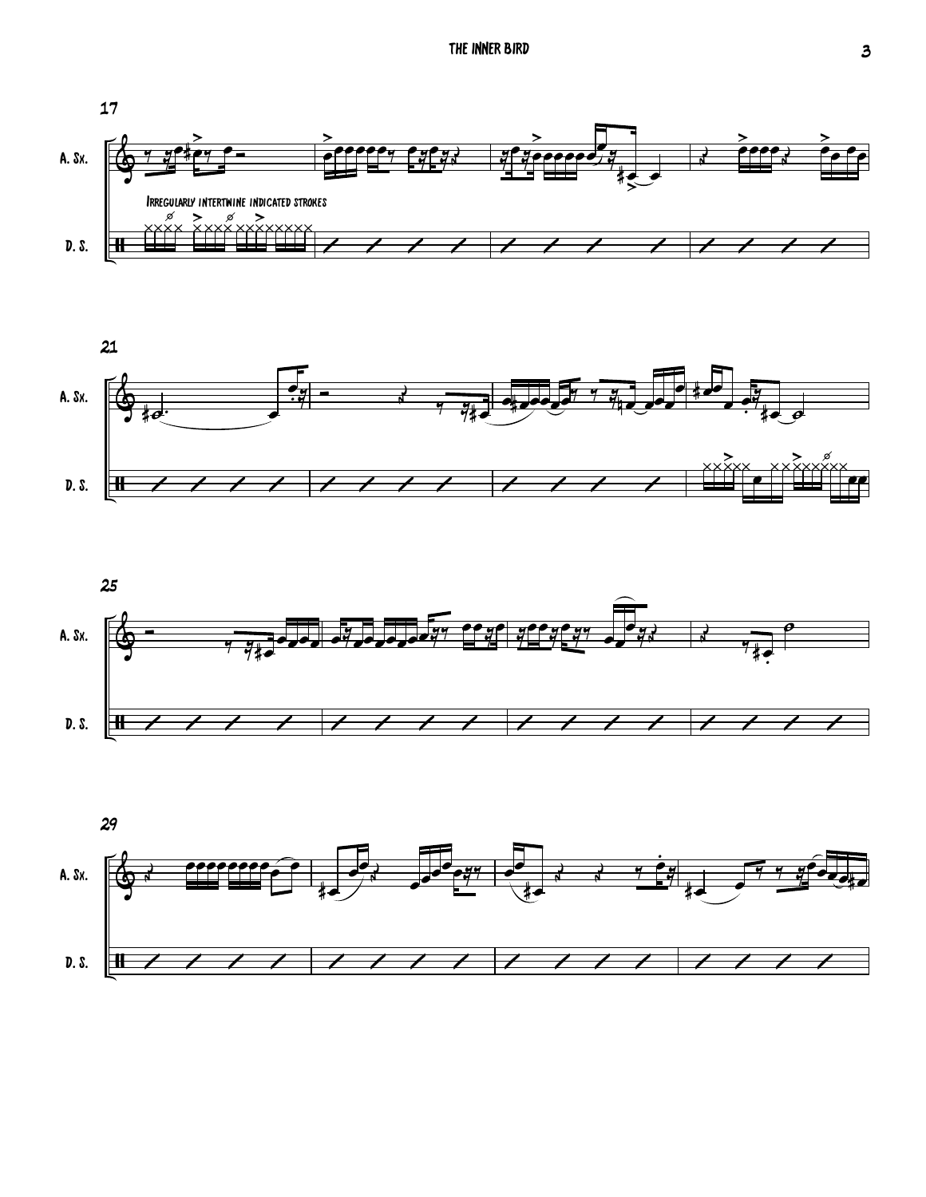17

A. Sx.

D. S.

Irregularly intertwine indicated strokes

21

A. Sx.

D. S.

25

A. Sx.

D. S.

29

A. Sx.

D. S.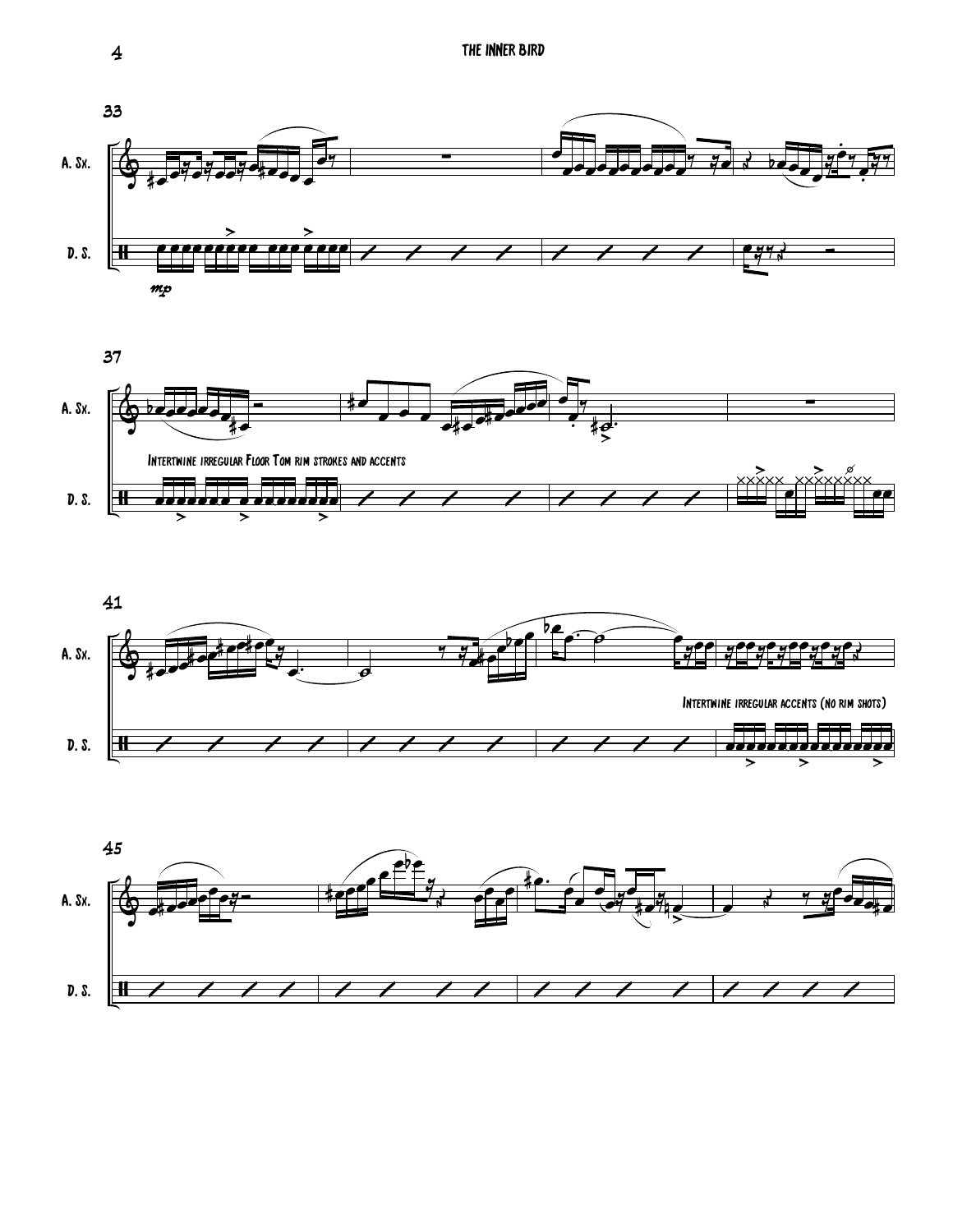33

A. Sx.

D. S.

*mp*

37

A. Sx.

Intertwine irregular Floor Tom rim strokes and accents

D. S.

41

A. Sx.

Intertwine irregular accents (no rim shots)

D. S.

45

A. Sx.

D. S.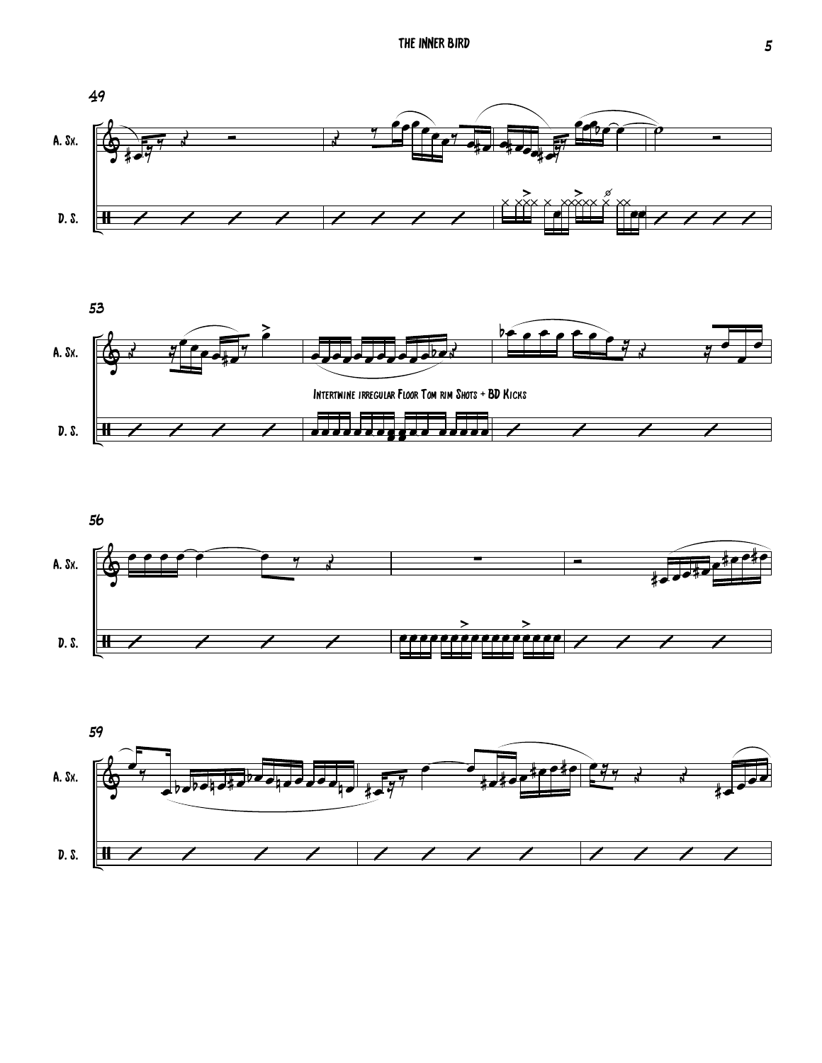49

A. Sx.

D. S.

53

A. Sx.

Intertwine irregular Floor Tom rim Shots + BD Kicks

D. S.

56

A. Sx.

D. S.

59

A. Sx.

D. S.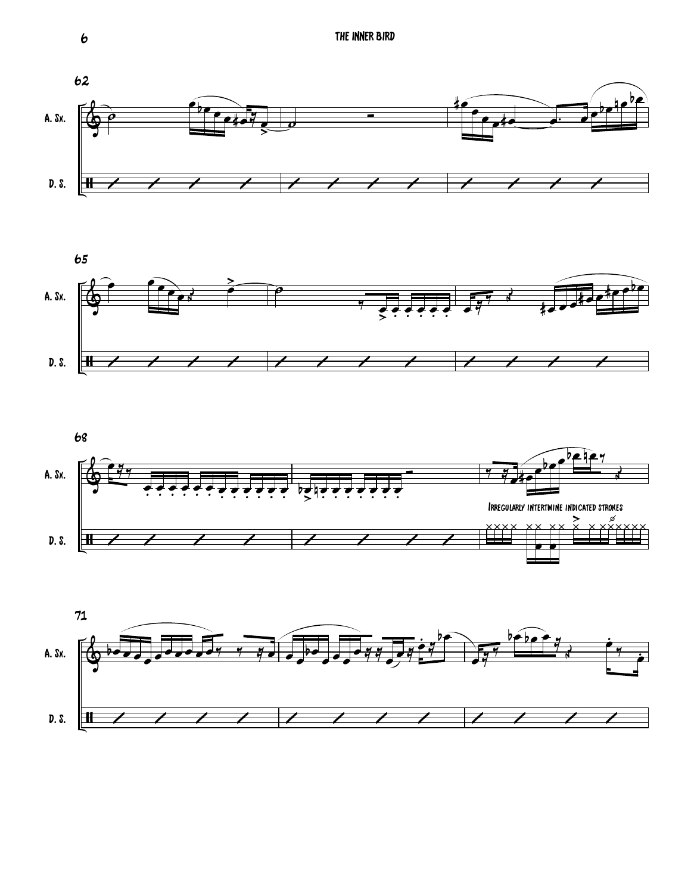62

A. Sx.

D. S.

65

A. Sx.

D. S.

68

A. Sx.

Irregularly intertwine indicated strokes

D. S.

71

A. Sx.

D. S.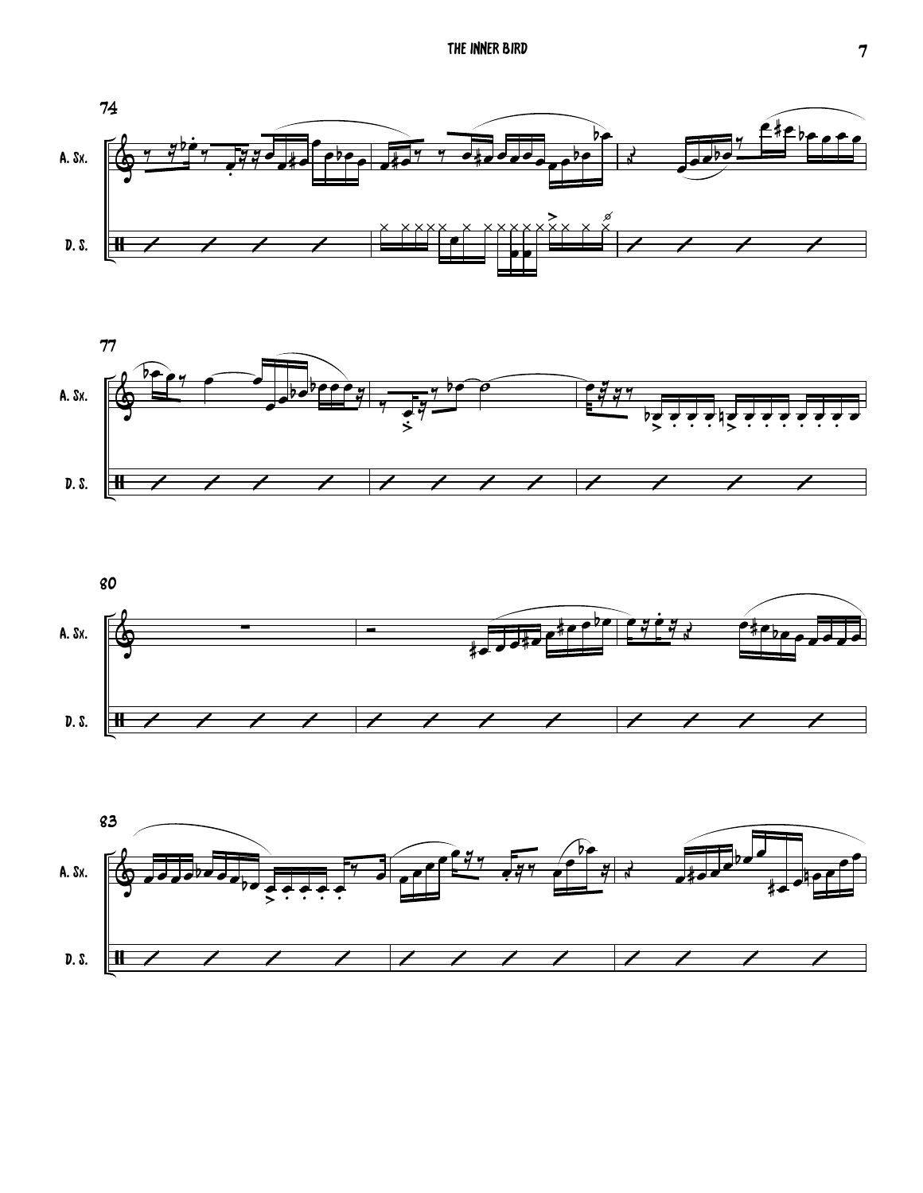74

A. Sx.

D. S.

77

A. Sx.

D. S.

80

A. Sx.

D. S.

83

A. Sx.

D. S.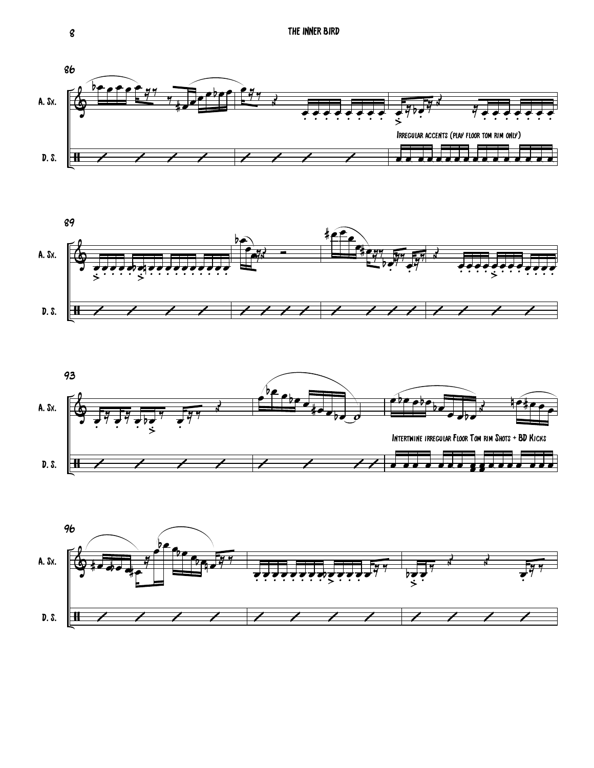86

A. Sx.

D. S.

Irregular accents (play floor tom rim only)

89

A. Sx.

D. S.

93

A. Sx.

D. S.

Intertwine irregular Floor Tom rim Shots + BD Kicks

96

A. Sx.

D. S.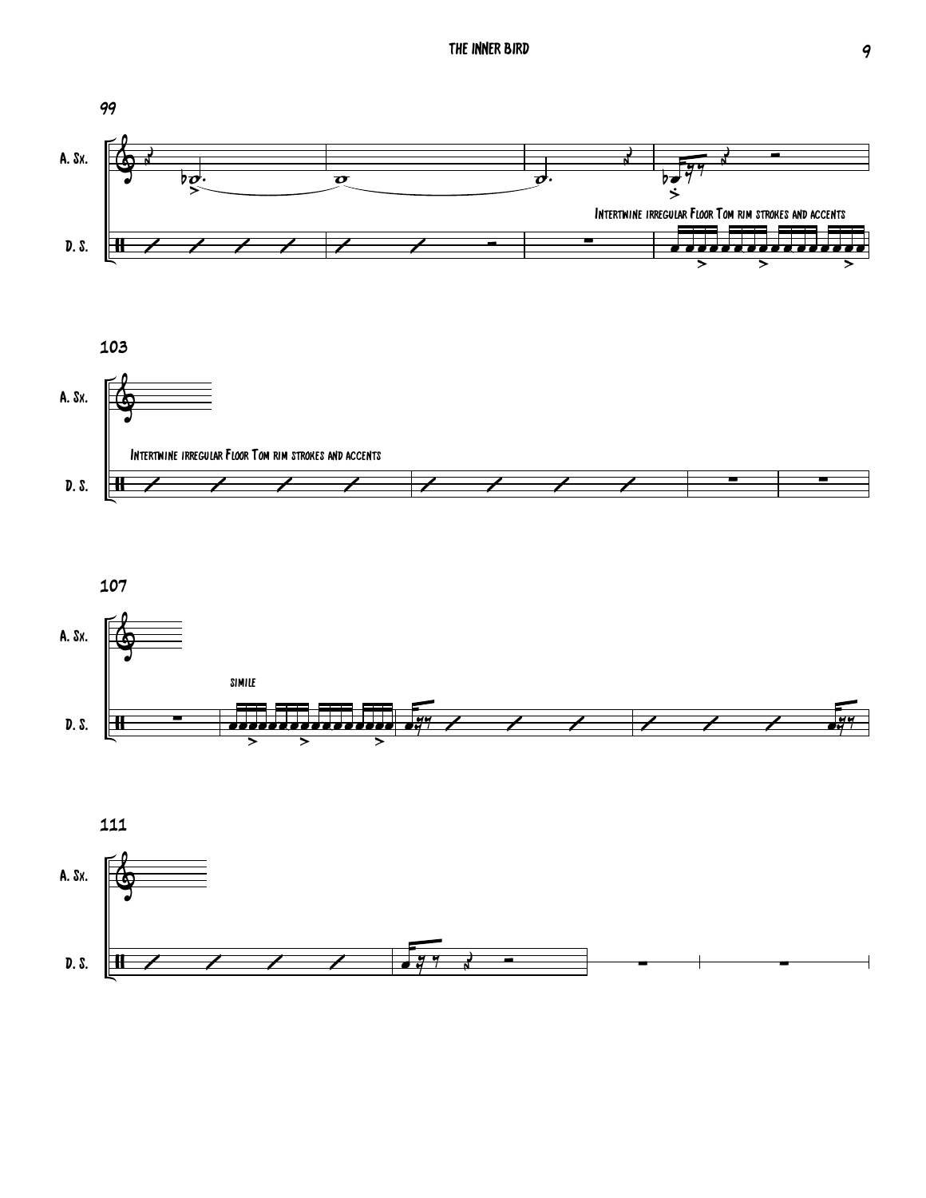99

A. Sx.

D. S.

Intertwine irregular Floor Tom rim strokes and accents

103

A. Sx.

Intertwine irregular Floor Tom rim strokes and accents

D. S.

107

A. Sx.

simile

D. S.

111

A. Sx.

D. S.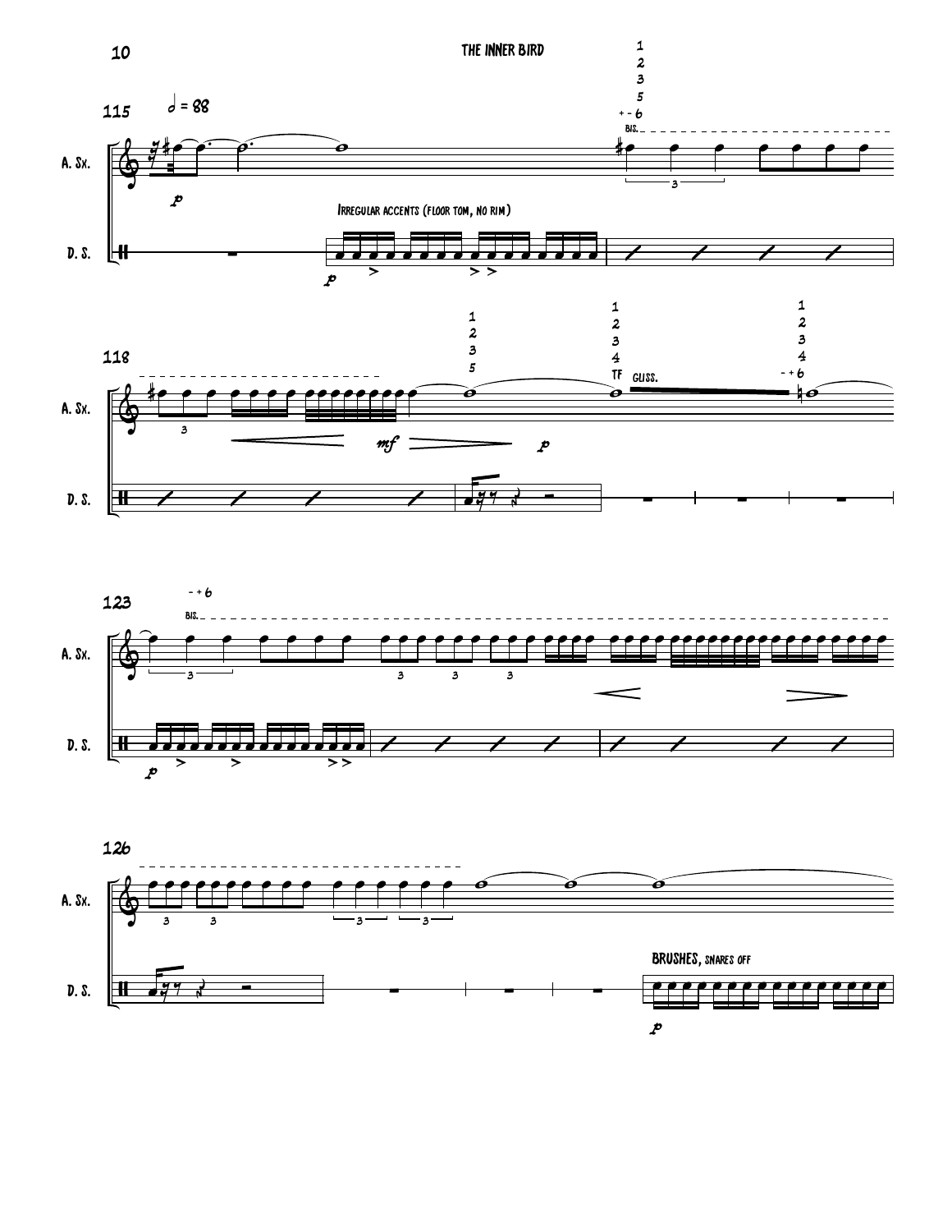115 $𝅗𝅥 = 88$

A. Sx.

D. S.

Irregular accents (floor tom, no rim)

BIS.

118

GLISS.

123

BIS.

126

BRUSHES, snares off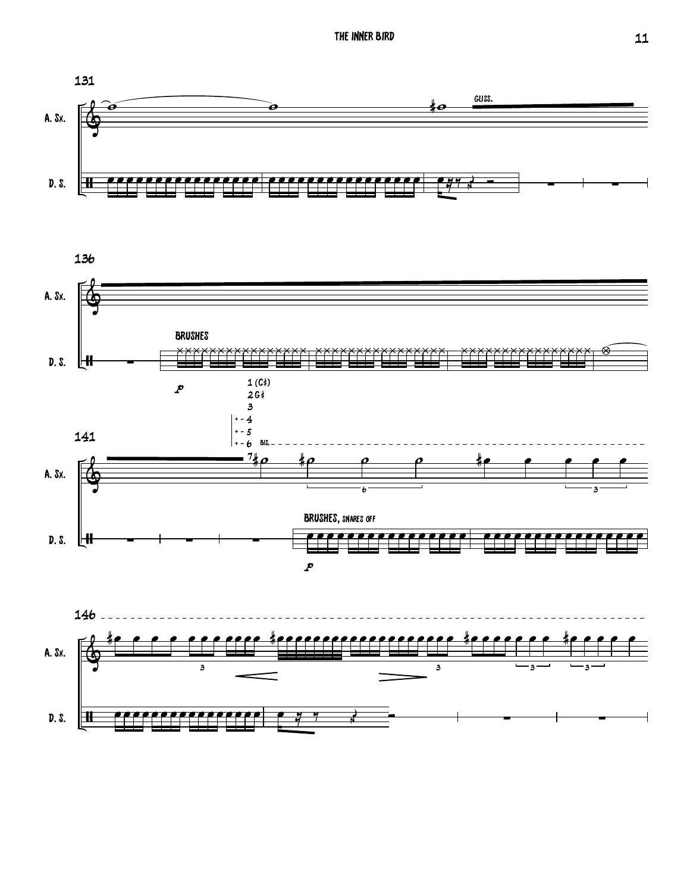131

A. Sx.

D. S.

GLISS.

136

BRUSHES

*p*

141

1 (C♯)
2 G♮
3
+ - 4
+ - 5
+ - 6 BIS.
7

BRUSHES, SNARES OFF

*p*

146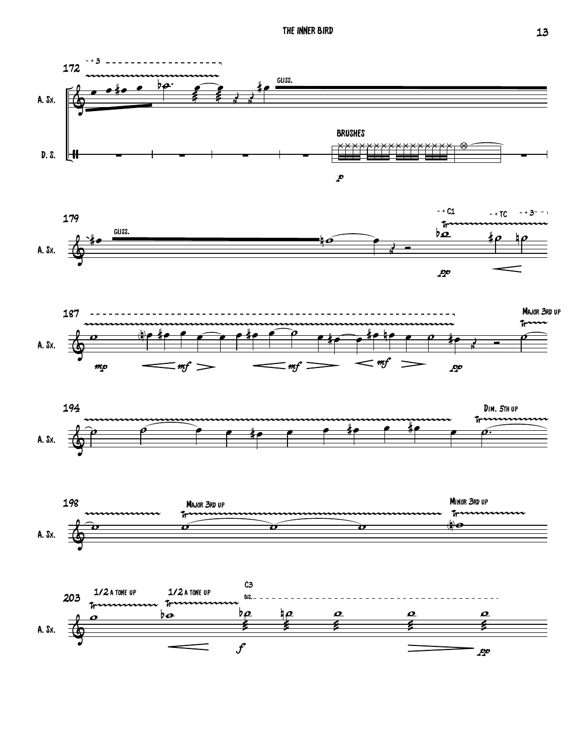172

A. Sx.

D. S.

- + 3

GLISS.

BRUSHES

*p*

179

A. Sx.

GLISS.

- + C1

- + TC

- + 3

*pp*

187

A. Sx.

*mp* *mf* *mf* *mf* *pp*

MAJOR 3RD UP

194

A. Sx.

DIM. 5TH UP

198

A. Sx.

MAJOR 3RD UP

MINOR 3RD UP

203

A. Sx.

1/2 A TONE UP

1/2 A TONE UP

C3

BIS.

*f* *pp*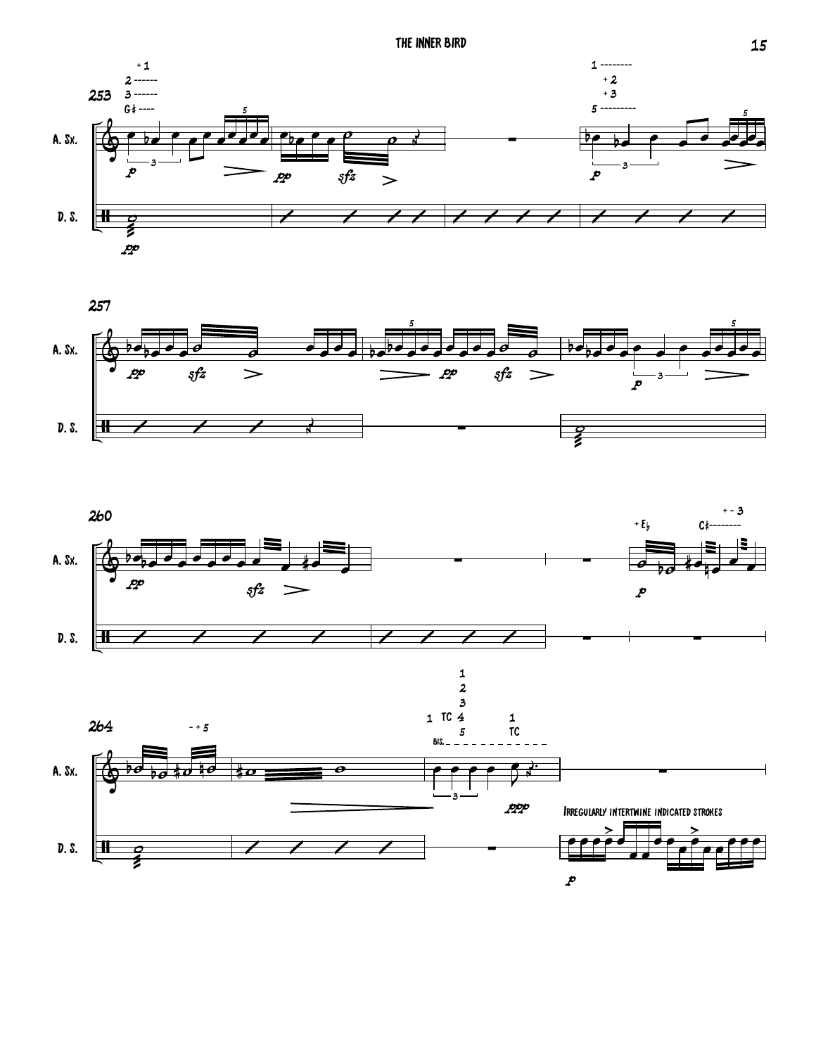Irregularly intertwine indicated strokes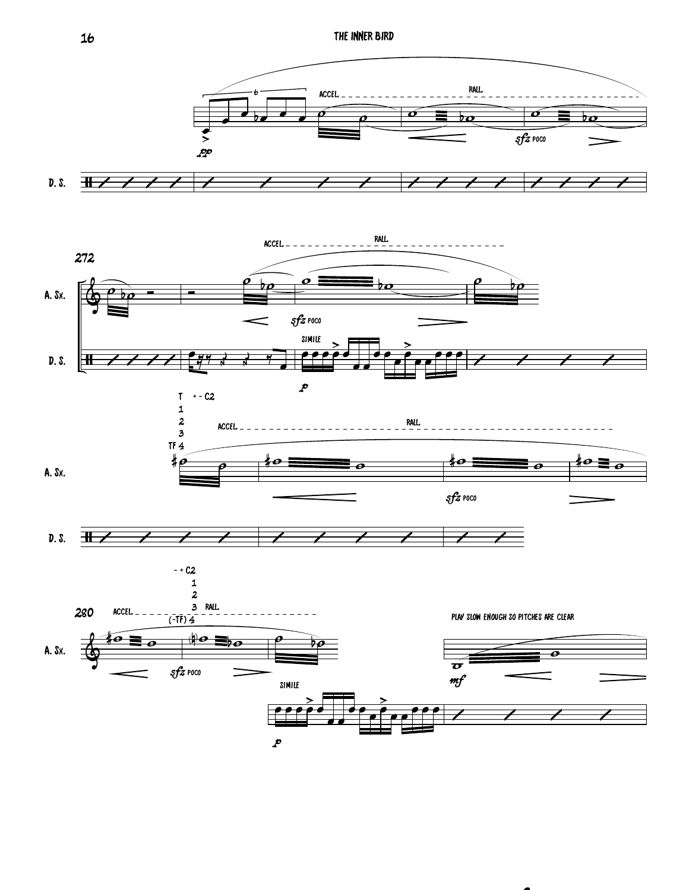ACCEL. RALL.

*pp* *sfz* POCO

D. S.

272

ACCEL. RALL.

A. Sx. *sfz* POCO

SIMILE

D. S. *p*

T + - C2
1
2
3
TF 4

ACCEL. RALL.

A. Sx. *sfz* POCO

D. S.

- + C2
1
2
3
(-TF) 4

280 ACCEL. RALL.

A. Sx. *sfz* POCO

PLAY SLOW ENOUGH SO PITCHES ARE CLEAR

*mf*

SIMILE

*p*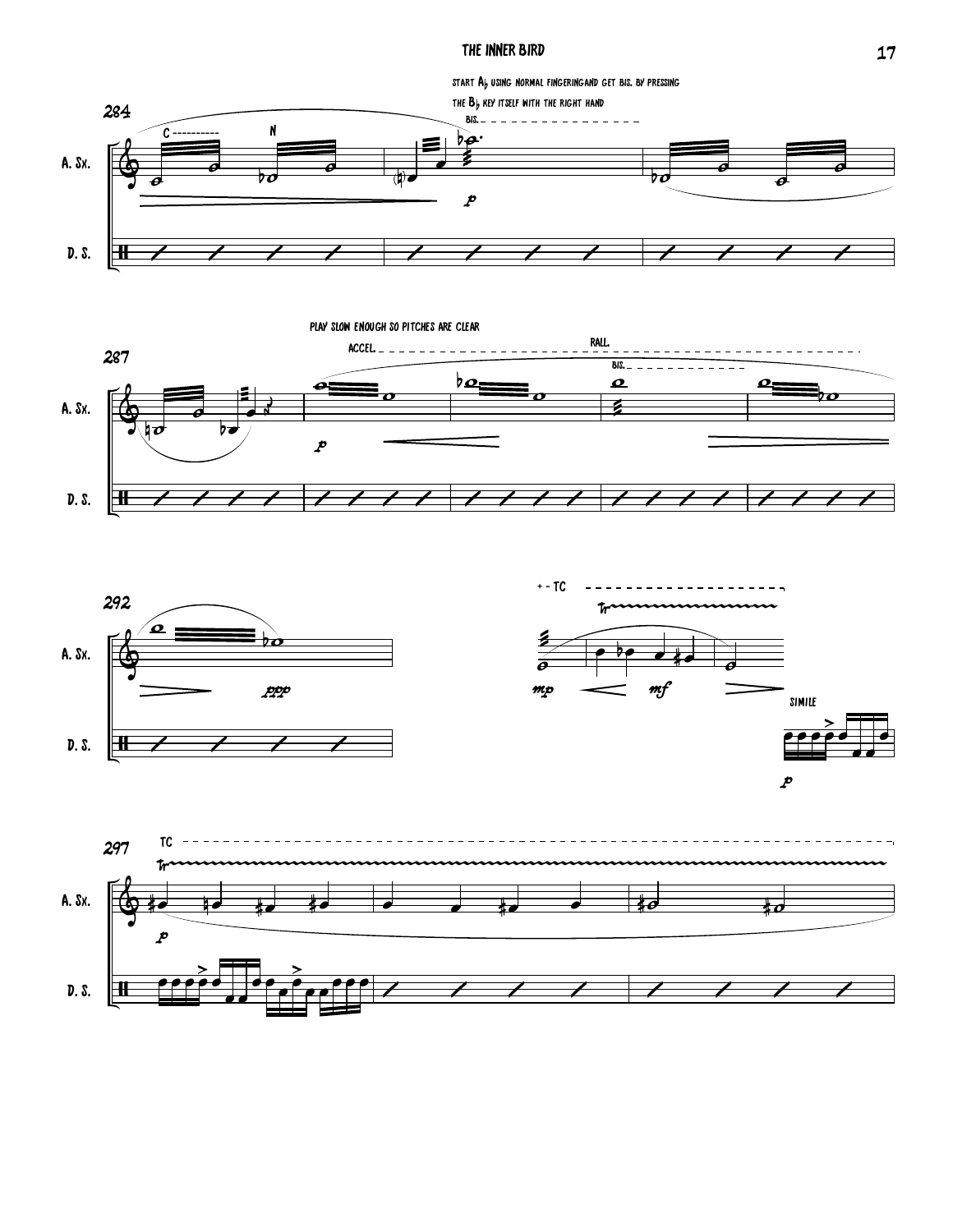START A♭ USING NORMAL FINGERINGAND GET BIS. BY PRESSING THE B♭ KEY ITSELF WITH THE RIGHT HAND

284

C N BIS.

A. Sx. *p*

D. S.

287

PLAY SLOW ENOUGH SO PITCHES ARE CLEAR

ACCEL. RALL. BIS.

A. Sx. *p*

D. S.

292

+ - TC

A. Sx. *ppp* *mp* *mf*

D. S. SIMILE *p*

297

TC

A. Sx. *p*

D. S.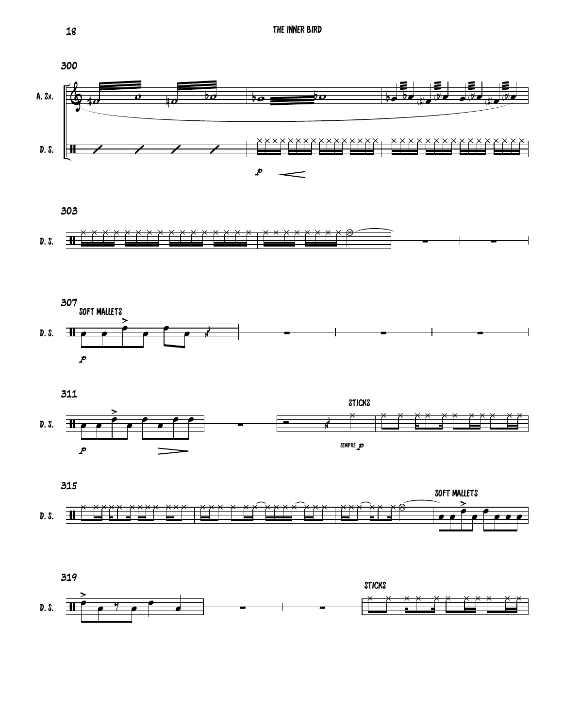300

A. Sx.

D. S.

*p*

303

D. S.

307

SOFT MALLETS

D. S.

*p*

311

STICKS

D. S.

*p*

SEMPRE *p*

315

SOFT MALLETS

D. S.

319

STICKS

D. S.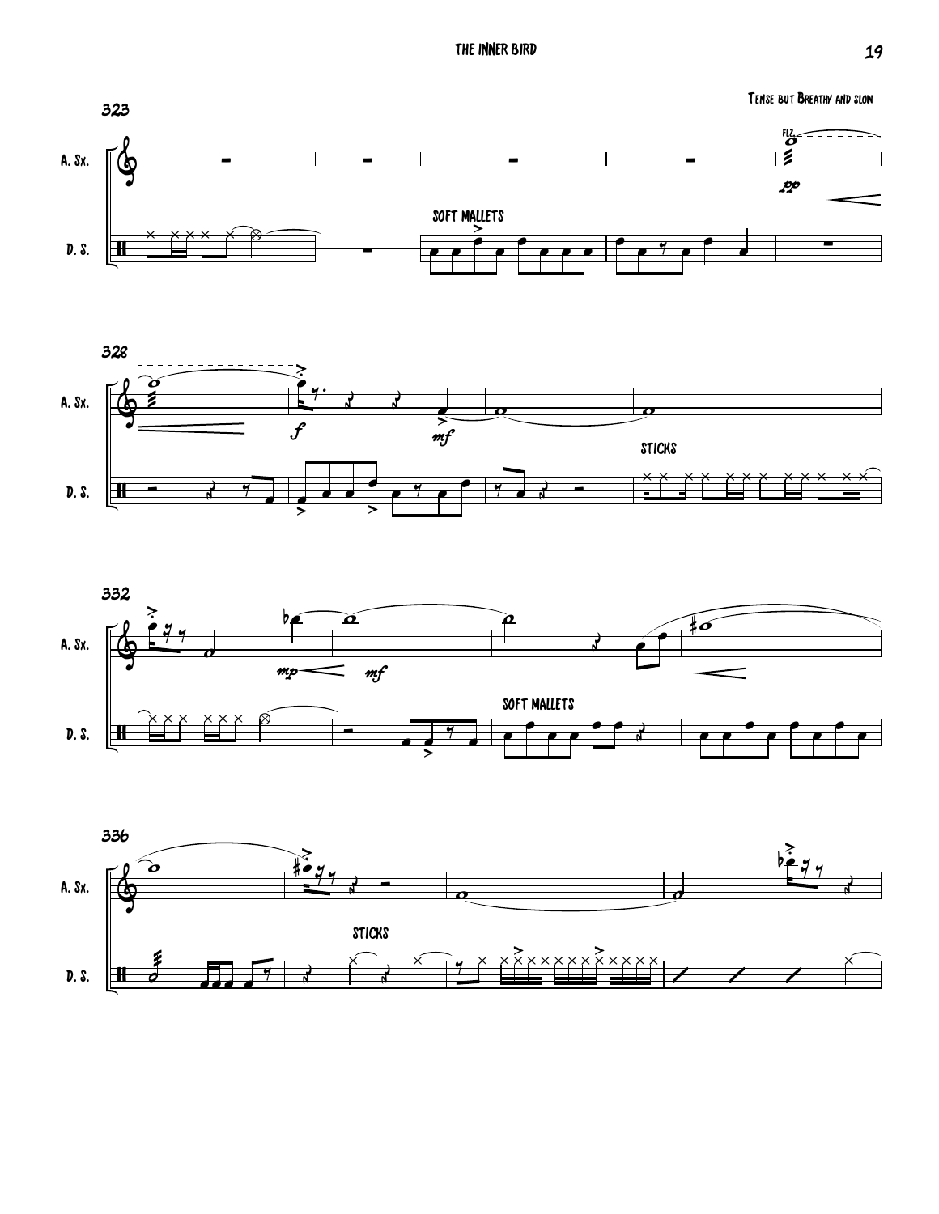Tense but Breathy and slow

323

A. Sx.

D. S.

FLZ.

*pp*

SOFT MALLETS

328

A. Sx.

D. S.

*f*

*mf*

STICKS

332

A. Sx.

D. S.

*mp*

*mf*

SOFT MALLETS

336

A. Sx.

D. S.

STICKS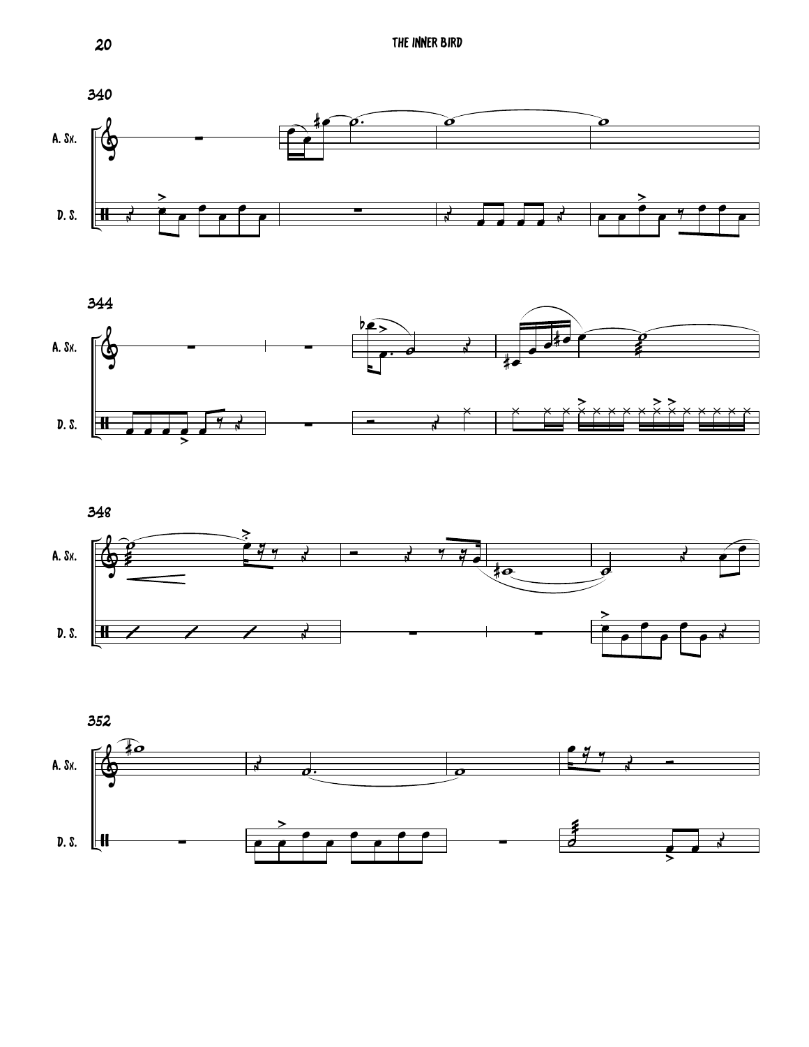340

A. Sx.

D. S.

344

A. Sx.

D. S.

348

A. Sx.

D. S.

352

A. Sx.

D. S.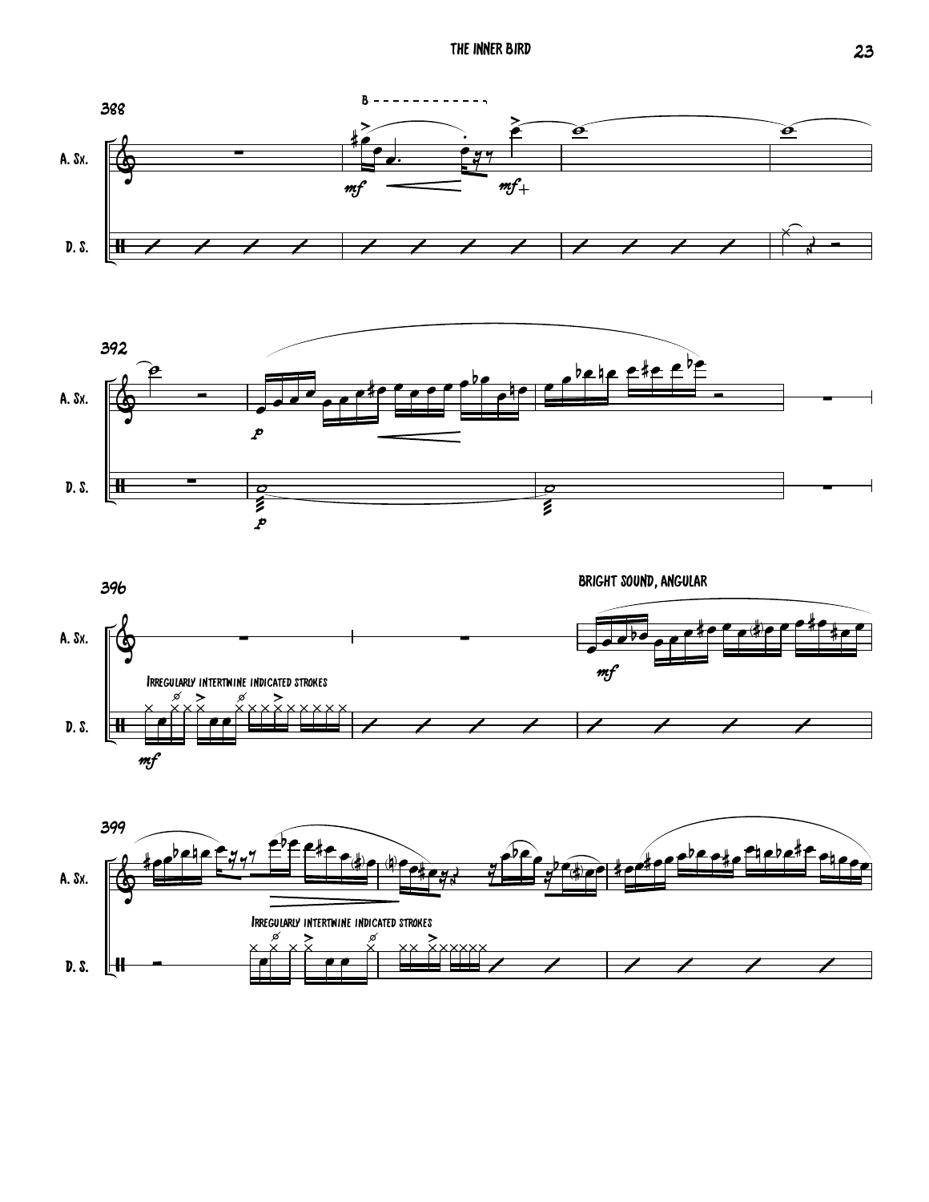388

A. Sx.

D. S.

B

mf

mf

392

p

p

396

BRIGHT SOUND, ANGULAR

Irregularly intertwine indicated strokes

mf

mf

399

Irregularly intertwine indicated strokes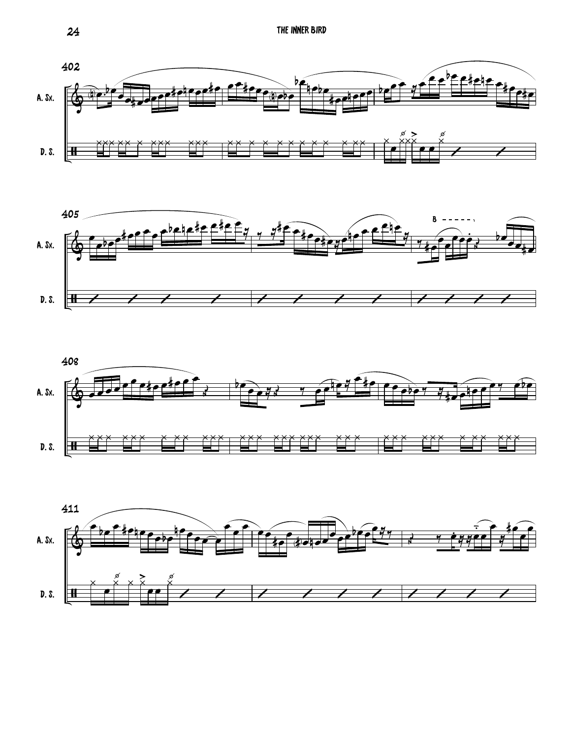402

A. Sx.

D. S.

405

A. Sx.

D. S.

B

408

A. Sx.

D. S.

411

A. Sx.

D. S.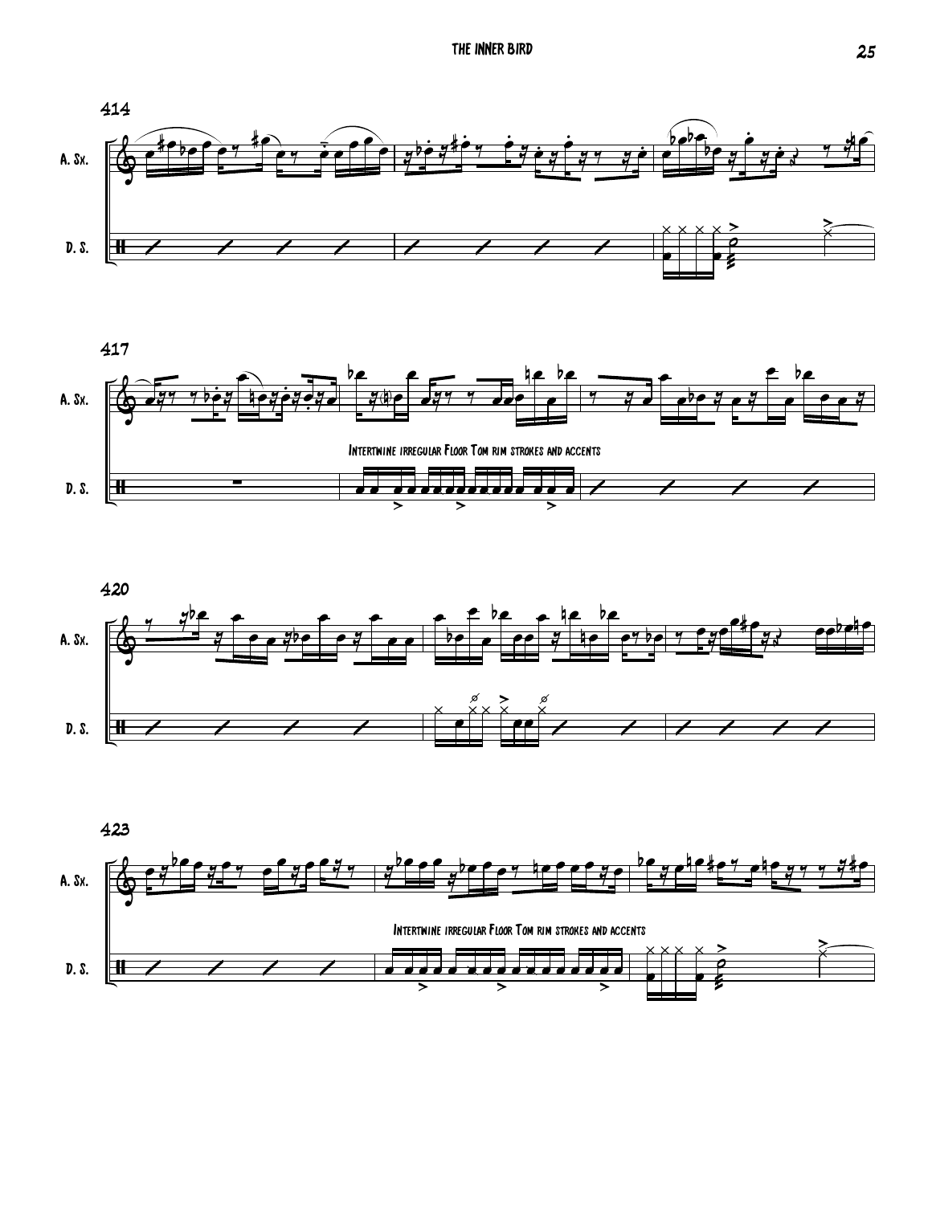414

A. Sx.

D. S.

417

A. Sx.

Intertwine irregular Floor Tom rim strokes and accents

D. S.

420

A. Sx.

D. S.

423

A. Sx.

Intertwine irregular Floor Tom rim strokes and accents

D. S.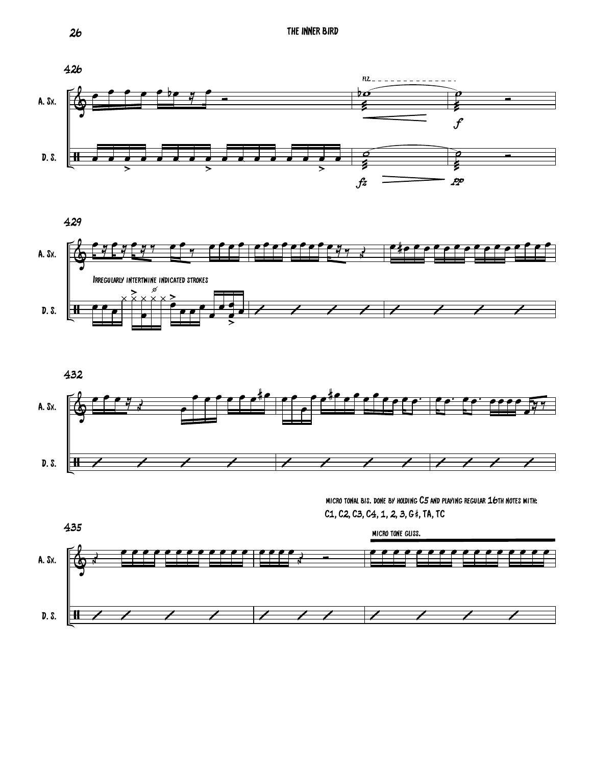426

A. Sx.

D. S.

FLZ.

*f*

*fz* *pp*

429

Irregularly intertwine indicated strokes

432

435

micro tonal bis. done by holding C5 and playing regular 16th notes with:

C1, C2, C3, C4, 1, 2, 3, G♯, TA, TC

micro tone gliss.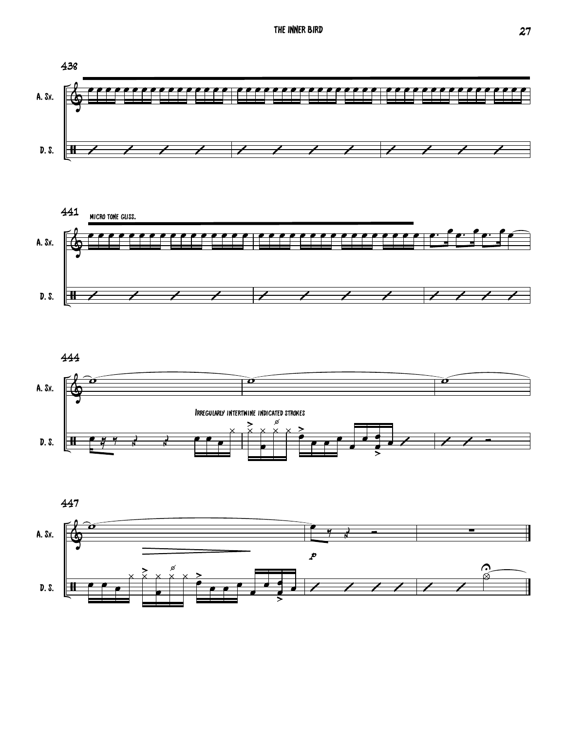438

A. Sx.

D. S.

441

MICRO TONE GLISS.

A. Sx.

D. S.

444

A. Sx.

Irregularly intertwine indicated strokes

D. S.

447

A. Sx.

*p*

D. S.